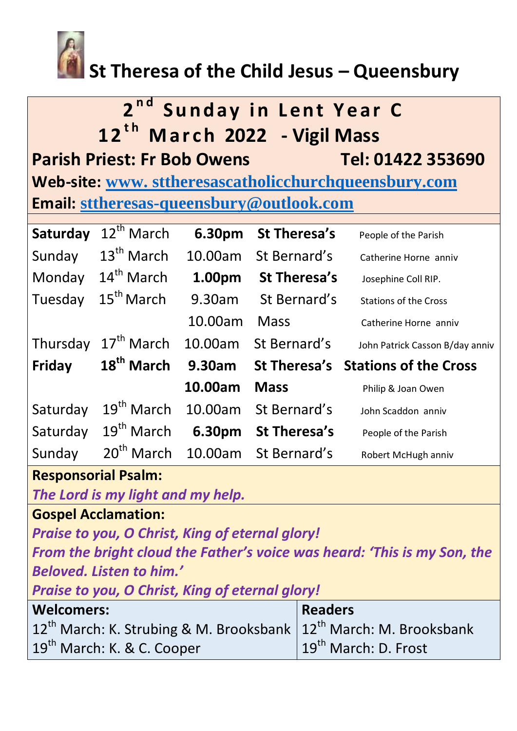# St Theresa of the Child Jesus – Queensbury

## 2nd Sunday in Lent Year C
## 12th March 2022 - Vigil Mass

**Parish Priest: Fr Bob Owens** **Tel: 01422 353690**

**Web-site:** www. sttheresascatholicchurchqueensbury.com

**Email:** sttheresas-queensbury@outlook.com

| | | | | |
|---|---|---|---|---|
| **Saturday** | 12th March | **6.30pm** | **St Theresa's** | People of the Parish |
| Sunday | 13th March | 10.00am | St Bernard's | Catherine Horne anniv |
| Monday | 14th March | **1.00pm** | **St Theresa's** | Josephine Coll RIP. |
| Tuesday | 15th March | 9.30am | St Bernard's | Stations of the Cross |
| | | 10.00am | Mass | Catherine Horne anniv |
| Thursday | 17th March | 10.00am | St Bernard's | John Patrick Casson B/day anniv |
| **Friday** | **18th March** | **9.30am** | **St Theresa's** | **Stations of the Cross** |
| | | **10.00am** | **Mass** | Philip & Joan Owen |
| Saturday | 19th March | 10.00am | St Bernard's | John Scaddon anniv |
| Saturday | 19th March | **6.30pm** | **St Theresa's** | People of the Parish |
| Sunday | 20th March | 10.00am | St Bernard's | Robert McHugh anniv |

**Responsorial Psalm:**

***The Lord is my light and my help.***

**Gospel Acclamation:**

***Praise to you, O Christ, King of eternal glory!***
***From the bright cloud the Father's voice was heard: 'This is my Son, the Beloved. Listen to him.'***
***Praise to you, O Christ, King of eternal glory!***

| **Welcomers:** | **Readers** |
|---|---|
| 12th March: K. Strubing & M. Brooksbank | 12th March: M. Brooksbank |
| 19th March: K. & C. Cooper | 19th March: D. Frost |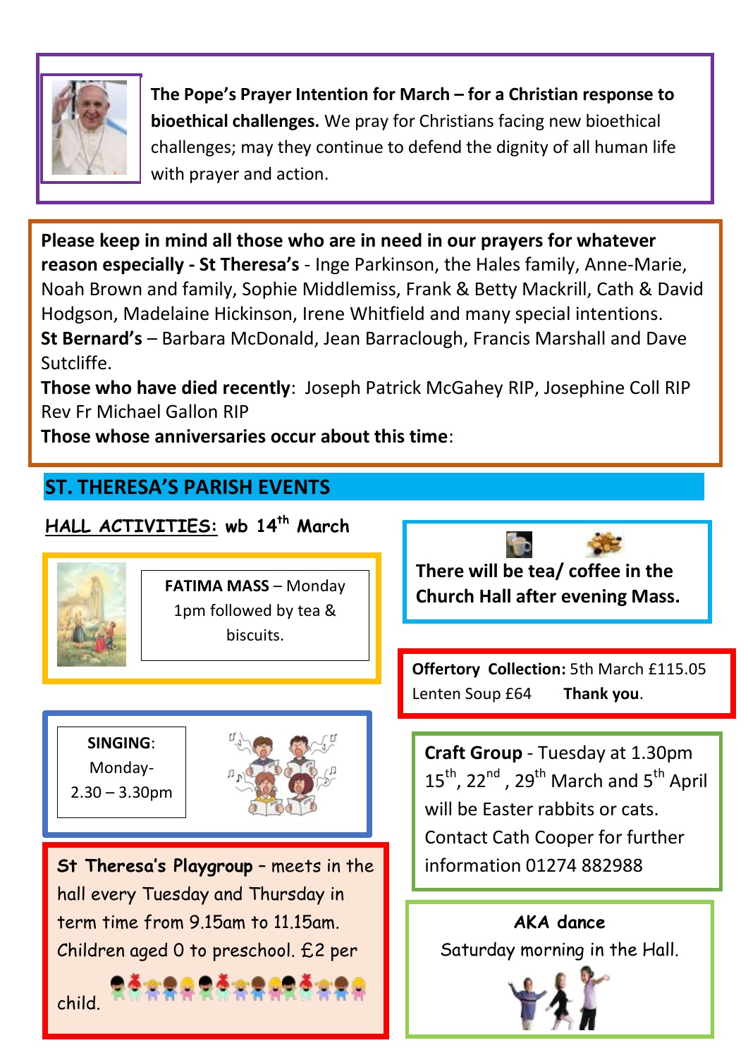**The Pope's Prayer Intention for March – for a Christian response to bioethical challenges.** We pray for Christians facing new bioethical challenges; may they continue to defend the dignity of all human life with prayer and action.

**Please keep in mind all those who are in need in our prayers for whatever reason especially - St Theresa's** - Inge Parkinson, the Hales family, Anne-Marie, Noah Brown and family, Sophie Middlemiss, Frank & Betty Mackrill, Cath & David Hodgson, Madelaine Hickinson, Irene Whitfield and many special intentions.
**St Bernard's** – Barbara McDonald, Jean Barraclough, Francis Marshall and Dave Sutcliffe.
**Those who have died recently**: Joseph Patrick McGahey RIP, Josephine Coll RIP Rev Fr Michael Gallon RIP
**Those whose anniversaries occur about this time**:

## ST. THERESA'S PARISH EVENTS

**HALL ACTIVITIES: wb 14th March**

**FATIMA MASS** – Monday 1pm followed by tea & biscuits.

**SINGING**: Monday- 2.30 – 3.30pm

**St Theresa's Playgroup** – meets in the hall every Tuesday and Thursday in term time from 9.15am to 11.15am. Children aged 0 to preschool. £2 per child.

**There will be tea/ coffee in the Church Hall after evening Mass.**

**Offertory Collection:** 5th March £115.05
Lenten Soup £64 **Thank you**.

**Craft Group** - Tuesday at 1.30pm 15th, 22nd, 29th March and 5th April will be Easter rabbits or cats. Contact Cath Cooper for further information 01274 882988

**AKA dance**
Saturday morning in the Hall.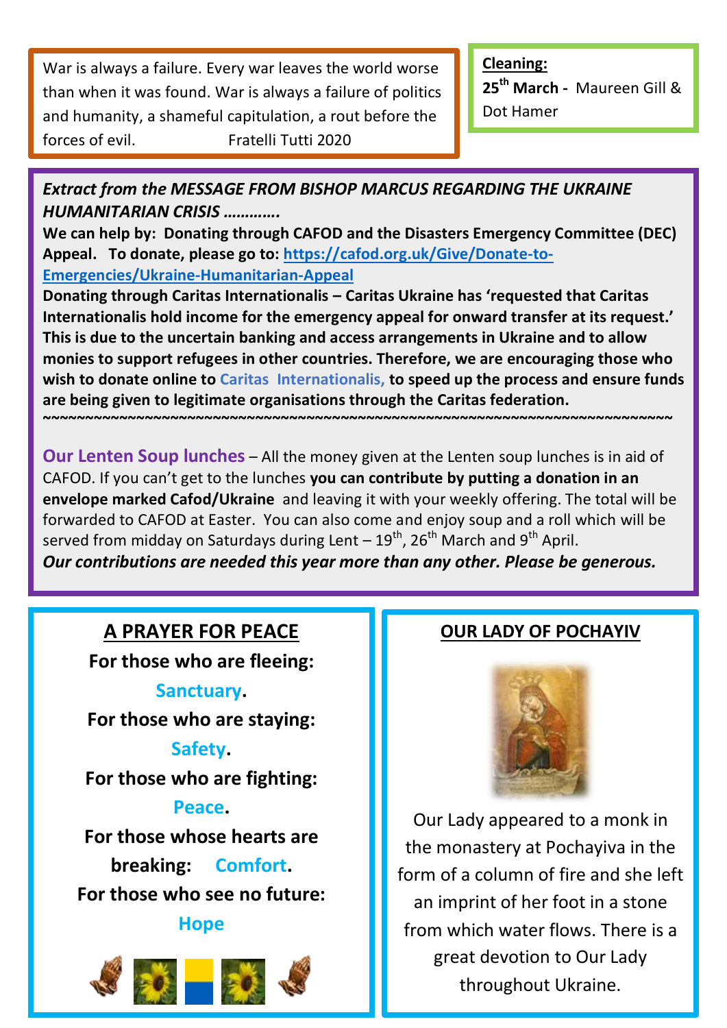War is always a failure. Every war leaves the world worse than when it was found. War is always a failure of politics and humanity, a shameful capitulation, a rout before the forces of evil. Fratelli Tutti 2020

**Cleaning:**

**25th March -** Maureen Gill & Dot Hamer

***Extract from the MESSAGE FROM BISHOP MARCUS REGARDING THE UKRAINE HUMANITARIAN CRISIS …………***

**We can help by: Donating through CAFOD and the Disasters Emergency Committee (DEC) Appeal. To donate, please go to: https://cafod.org.uk/Give/Donate-to-Emergencies/Ukraine-Humanitarian-Appeal**

**Donating through Caritas Internationalis – Caritas Ukraine has 'requested that Caritas Internationalis hold income for the emergency appeal for onward transfer at its request.' This is due to the uncertain banking and access arrangements in Ukraine and to allow monies to support refugees in other countries. Therefore, we are encouraging those who wish to donate online to Caritas Internationalis, to speed up the process and ensure funds are being given to legitimate organisations through the Caritas federation.**

~~~~~~~~~~~~~~~~~~~~~~~~~~~~~~~~~~~~~~~~~~~~~~~~~~~~~~~~~~~~~~~~~~~~~~~~~~~~

**Our Lenten Soup lunches** – All the money given at the Lenten soup lunches is in aid of CAFOD. If you can't get to the lunches **you can contribute by putting a donation in an envelope marked Cafod/Ukraine** and leaving it with your weekly offering. The total will be forwarded to CAFOD at Easter. You can also come and enjoy soup and a roll which will be served from midday on Saturdays during Lent – 19th, 26th March and 9th April.

***Our contributions are needed this year more than any other. Please be generous.***

## A PRAYER FOR PEACE

**For those who are fleeing:**
**Sanctuary.**
**For those who are staying:**
**Safety.**
**For those who are fighting:**
**Peace.**
**For those whose hearts are breaking: Comfort.**
**For those who see no future:**
**Hope**

## OUR LADY OF POCHAYIV

Our Lady appeared to a monk in the monastery at Pochayiva in the form of a column of fire and she left an imprint of her foot in a stone from which water flows. There is a great devotion to Our Lady throughout Ukraine.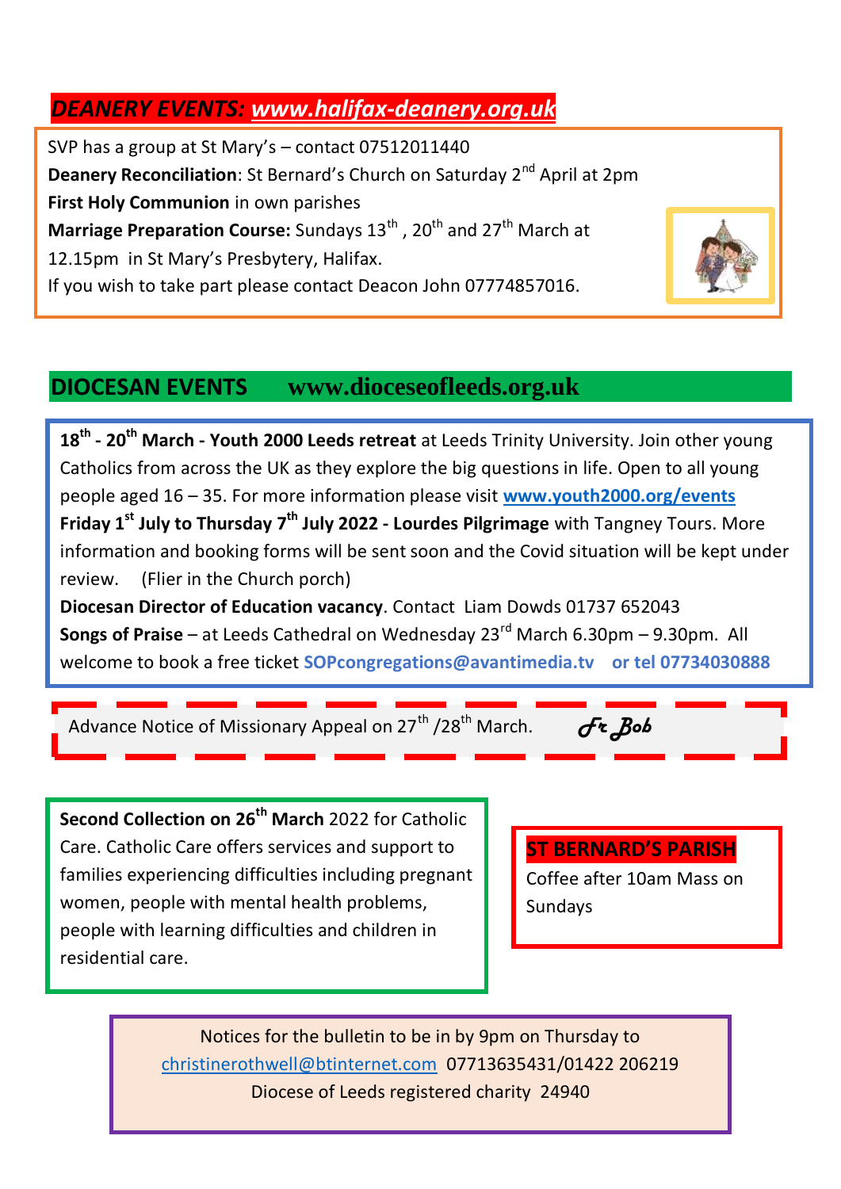## *DEANERY EVENTS:* *www.halifax-deanery.org.uk*

SVP has a group at St Mary's – contact 07512011440
**Deanery Reconciliation**: St Bernard's Church on Saturday 2nd April at 2pm
**First Holy Communion** in own parishes
**Marriage Preparation Course:** Sundays 13th , 20th and 27th March at 12.15pm in St Mary's Presbytery, Halifax.
If you wish to take part please contact Deacon John 07774857016.

## DIOCESAN EVENTS www.dioceseofleeds.org.uk

**18th - 20th March - Youth 2000 Leeds retreat** at Leeds Trinity University. Join other young Catholics from across the UK as they explore the big questions in life. Open to all young people aged 16 – 35. For more information please visit **www.youth2000.org/events**
**Friday 1st July to Thursday 7th July 2022 - Lourdes Pilgrimage** with Tangney Tours. More information and booking forms will be sent soon and the Covid situation will be kept under review. (Flier in the Church porch)
**Diocesan Director of Education vacancy**. Contact Liam Dowds 01737 652043
**Songs of Praise** – at Leeds Cathedral on Wednesday 23rd March 6.30pm – 9.30pm. All welcome to book a free ticket **SOPcongregations@avantimedia.tv or tel 07734030888**

Advance Notice of Missionary Appeal on 27th /28th March. *Fr Bob*

**Second Collection on 26th March** 2022 for Catholic Care. Catholic Care offers services and support to families experiencing difficulties including pregnant women, people with mental health problems, people with learning difficulties and children in residential care.

**ST BERNARD'S PARISH**
Coffee after 10am Mass on Sundays

Notices for the bulletin to be in by 9pm on Thursday to christinerothwell@btinternet.com 07713635431/01422 206219
Diocese of Leeds registered charity 24940